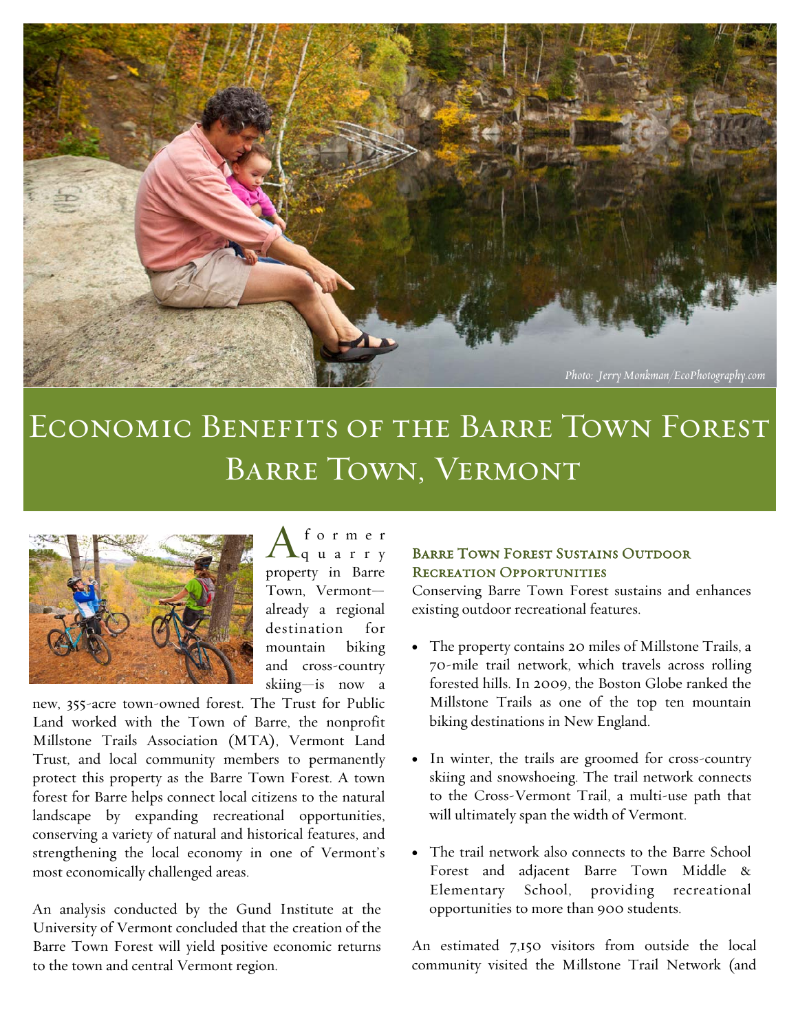Photo: Jerry Monkman/EcoPhotography.com

# Economic Benefits of the Barre Town Forest Barre Town, Vermont

A former quarry property in Barre Town, Vermont—already a regional destination for mountain biking and cross-country skiing—is now a new, 355-acre town-owned forest. The Trust for Public Land worked with the Town of Barre, the nonprofit Millstone Trails Association (MTA), Vermont Land Trust, and local community members to permanently protect this property as the Barre Town Forest. A town forest for Barre helps connect local citizens to the natural landscape by expanding recreational opportunities, conserving a variety of natural and historical features, and strengthening the local economy in one of Vermont's most economically challenged areas.

An analysis conducted by the Gund Institute at the University of Vermont concluded that the creation of the Barre Town Forest will yield positive economic returns to the town and central Vermont region.

### Barre Town Forest Sustains Outdoor Recreation Opportunities

Conserving Barre Town Forest sustains and enhances existing outdoor recreational features.

- The property contains 20 miles of Millstone Trails, a 70-mile trail network, which travels across rolling forested hills. In 2009, the Boston Globe ranked the Millstone Trails as one of the top ten mountain biking destinations in New England.
- In winter, the trails are groomed for cross-country skiing and snowshoeing. The trail network connects to the Cross-Vermont Trail, a multi-use path that will ultimately span the width of Vermont.
- The trail network also connects to the Barre School Forest and adjacent Barre Town Middle & Elementary School, providing recreational opportunities to more than 900 students.

An estimated 7,150 visitors from outside the local community visited the Millstone Trail Network (and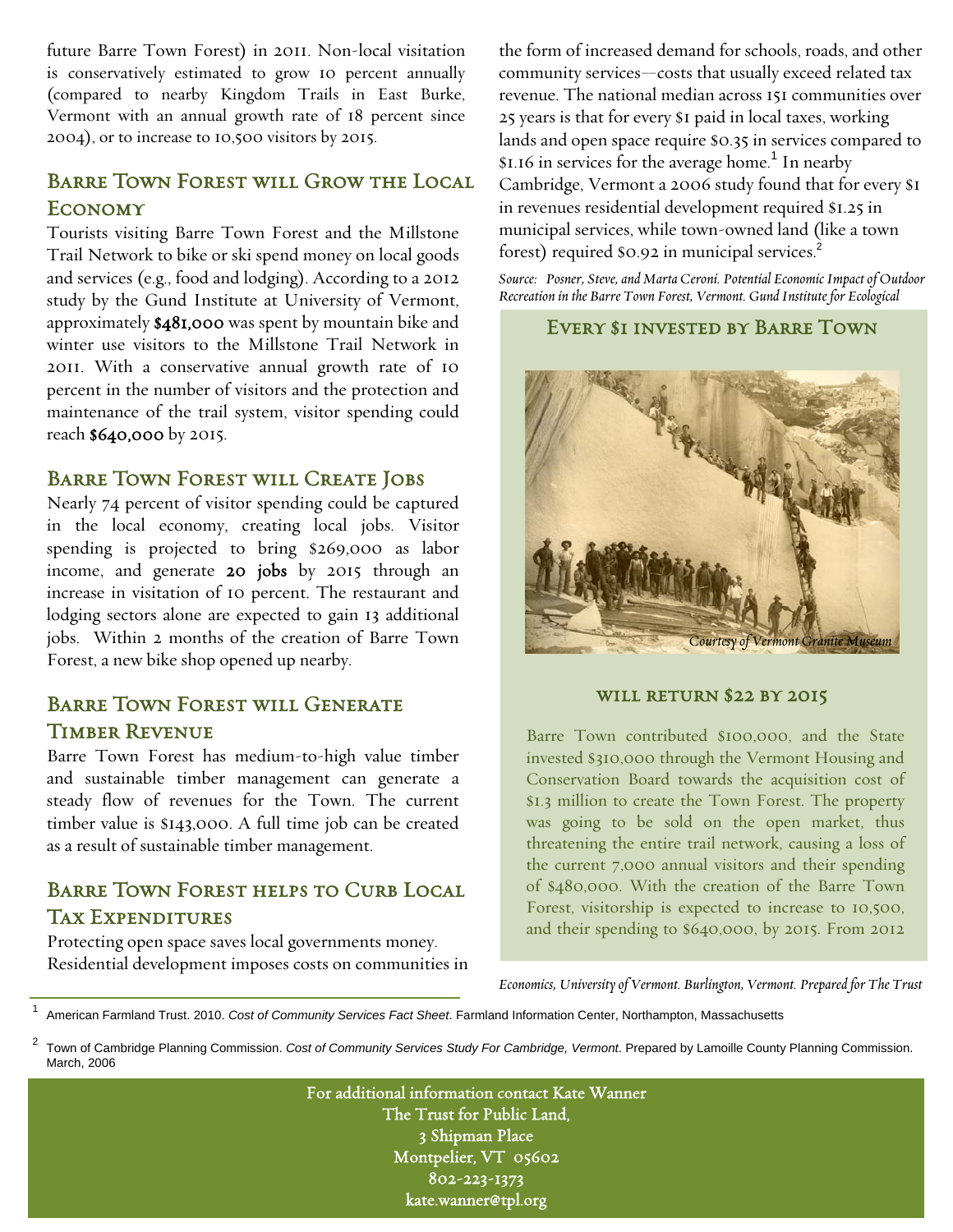future Barre Town Forest) in 2011. Non-local visitation is conservatively estimated to grow 10 percent annually (compared to nearby Kingdom Trails in East Burke, Vermont with an annual growth rate of 18 percent since 2004), or to increase to 10,500 visitors by 2015.

## Barre Town Forest will Grow the Local Economy

Tourists visiting Barre Town Forest and the Millstone Trail Network to bike or ski spend money on local goods and services (e.g., food and lodging). According to a 2012 study by the Gund Institute at University of Vermont, approximately **$481,000** was spent by mountain bike and winter use visitors to the Millstone Trail Network in 2011. With a conservative annual growth rate of 10 percent in the number of visitors and the protection and maintenance of the trail system, visitor spending could reach **$640,000** by 2015.

## Barre Town Forest will Create Jobs

Nearly 74 percent of visitor spending could be captured in the local economy, creating local jobs. Visitor spending is projected to bring $269,000 as labor income, and generate **20 jobs** by 2015 through an increase in visitation of 10 percent. The restaurant and lodging sectors alone are expected to gain 13 additional jobs. Within 2 months of the creation of Barre Town Forest, a new bike shop opened up nearby.

## Barre Town Forest will Generate Timber Revenue

Barre Town Forest has medium-to-high value timber and sustainable timber management can generate a steady flow of revenues for the Town. The current timber value is $143,000. A full time job can be created as a result of sustainable timber management.

## Barre Town Forest helps to Curb Local Tax Expenditures

Protecting open space saves local governments money. Residential development imposes costs on communities in the form of increased demand for schools, roads, and other community services—costs that usually exceed related tax revenue. The national median across 151 communities over 25 years is that for every $1 paid in local taxes, working lands and open space require $0.35 in services compared to $1.16 in services for the average home.[1] In nearby Cambridge, Vermont a 2006 study found that for every $1 in revenues residential development required $1.25 in municipal services, while town-owned land (like a town forest) required $0.92 in municipal services.[2]

*Source: Posner, Steve, and Marta Ceroni. Potential Economic Impact of Outdoor Recreation in the Barre Town Forest, Vermont. Gund Institute for Ecological Economics, University of Vermont. Burlington, Vermont. Prepared for The Trust*

### Every $1 invested by Barre Town will return $22 by 2015

*Courtesy of Vermont Granite Museum*

Barre Town contributed $100,000, and the State invested $310,000 through the Vermont Housing and Conservation Board towards the acquisition cost of $1.3 million to create the Town Forest. The property was going to be sold on the open market, thus threatening the entire trail network, causing a loss of the current 7,000 annual visitors and their spending of $480,000. With the creation of the Barre Town Forest, visitorship is expected to increase to 10,500, and their spending to $640,000, by 2015. From 2012

---

[1] American Farmland Trust. 2010. *Cost of Community Services Fact Sheet*. Farmland Information Center, Northampton, Massachusetts

[2] Town of Cambridge Planning Commission. *Cost of Community Services Study For Cambridge, Vermont*. Prepared by Lamoille County Planning Commission. March, 2006

For additional information contact Kate Wanner
The Trust for Public Land,
3 Shipman Place
Montpelier, VT 05602
802-223-1373
kate.wanner@tpl.org